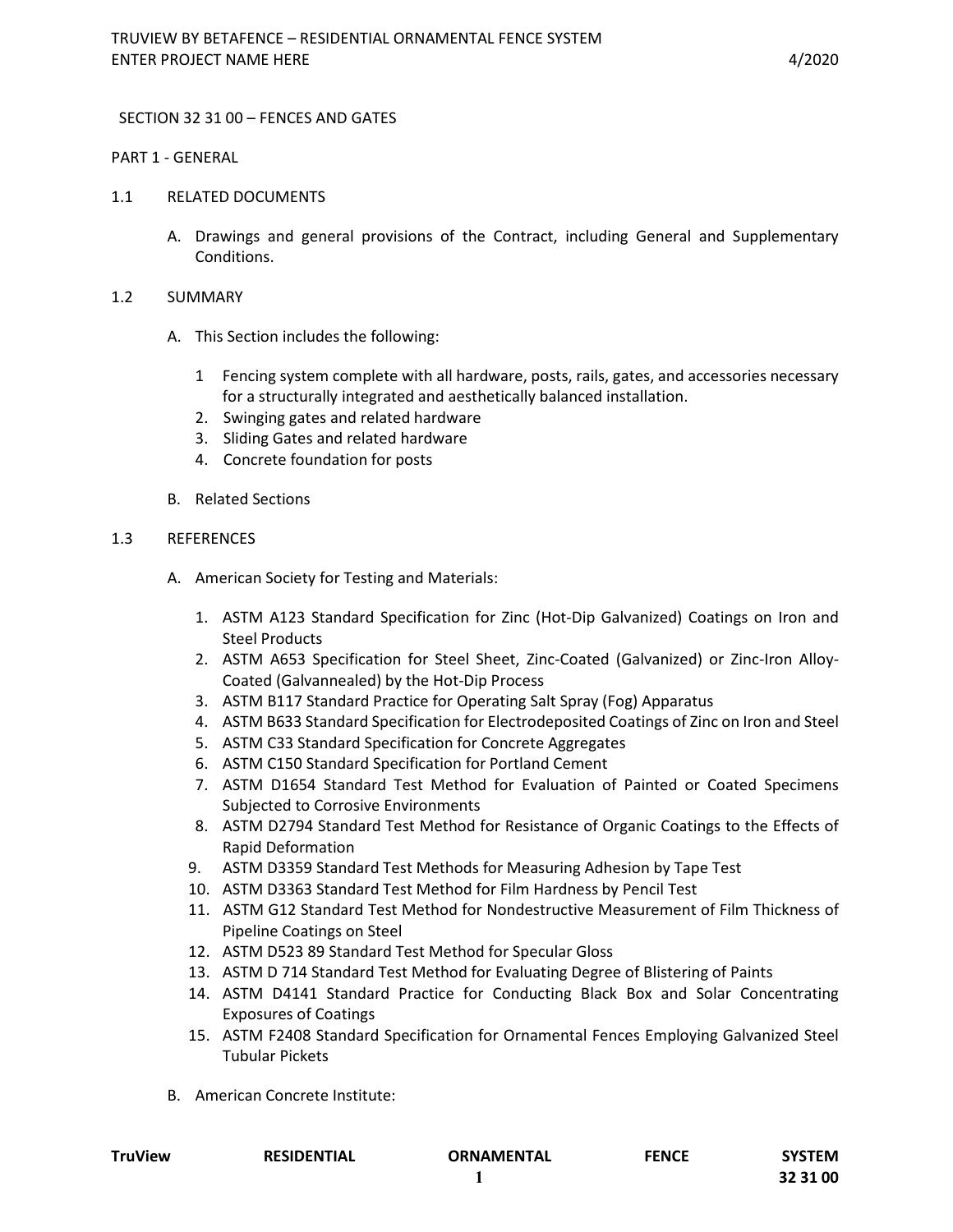## SECTION 32 31 00 – FENCES AND GATES

### PART 1 - GENERAL

#### 1.1 RELATED DOCUMENTS

A. Drawings and general provisions of the Contract, including General and Supplementary Conditions.

#### 1.2 SUMMARY

A. This Section includes the following:

1 Fencing system complete with all hardware, posts, rails, gates, and accessories necessary for a structurally integrated and aesthetically balanced installation.
2. Swinging gates and related hardware
3. Sliding Gates and related hardware
4. Concrete foundation for posts

B. Related Sections

#### 1.3 REFERENCES

A. American Society for Testing and Materials:

1. ASTM A123 Standard Specification for Zinc (Hot-Dip Galvanized) Coatings on Iron and Steel Products
2. ASTM A653 Specification for Steel Sheet, Zinc-Coated (Galvanized) or Zinc-Iron Alloy-Coated (Galvannealed) by the Hot-Dip Process
3. ASTM B117 Standard Practice for Operating Salt Spray (Fog) Apparatus
4. ASTM B633 Standard Specification for Electrodeposited Coatings of Zinc on Iron and Steel
5. ASTM C33 Standard Specification for Concrete Aggregates
6. ASTM C150 Standard Specification for Portland Cement
7. ASTM D1654 Standard Test Method for Evaluation of Painted or Coated Specimens Subjected to Corrosive Environments
8. ASTM D2794 Standard Test Method for Resistance of Organic Coatings to the Effects of Rapid Deformation
9. ASTM D3359 Standard Test Methods for Measuring Adhesion by Tape Test
10. ASTM D3363 Standard Test Method for Film Hardness by Pencil Test
11. ASTM G12 Standard Test Method for Nondestructive Measurement of Film Thickness of Pipeline Coatings on Steel
12. ASTM D523 89 Standard Test Method for Specular Gloss
13. ASTM D 714 Standard Test Method for Evaluating Degree of Blistering of Paints
14. ASTM D4141 Standard Practice for Conducting Black Box and Solar Concentrating Exposures of Coatings
15. ASTM F2408 Standard Specification for Ornamental Fences Employing Galvanized Steel Tubular Pickets

B. American Concrete Institute: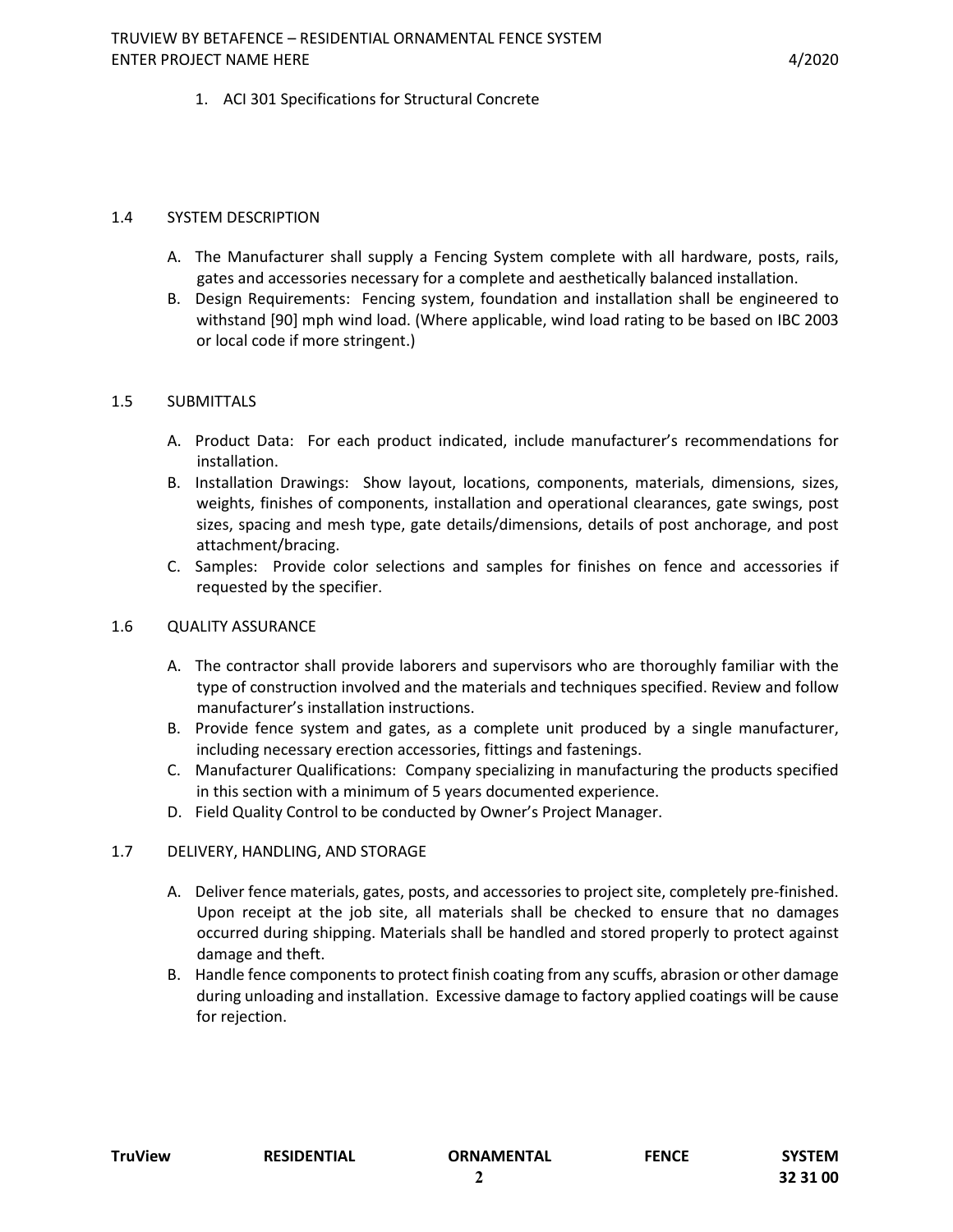1. ACI 301 Specifications for Structural Concrete

## 1.4 SYSTEM DESCRIPTION

A. The Manufacturer shall supply a Fencing System complete with all hardware, posts, rails, gates and accessories necessary for a complete and aesthetically balanced installation.

B. Design Requirements: Fencing system, foundation and installation shall be engineered to withstand [90] mph wind load. (Where applicable, wind load rating to be based on IBC 2003 or local code if more stringent.)

## 1.5 SUBMITTALS

A. Product Data: For each product indicated, include manufacturer's recommendations for installation.

B. Installation Drawings: Show layout, locations, components, materials, dimensions, sizes, weights, finishes of components, installation and operational clearances, gate swings, post sizes, spacing and mesh type, gate details/dimensions, details of post anchorage, and post attachment/bracing.

C. Samples: Provide color selections and samples for finishes on fence and accessories if requested by the specifier.

## 1.6 QUALITY ASSURANCE

A. The contractor shall provide laborers and supervisors who are thoroughly familiar with the type of construction involved and the materials and techniques specified. Review and follow manufacturer's installation instructions.

B. Provide fence system and gates, as a complete unit produced by a single manufacturer, including necessary erection accessories, fittings and fastenings.

C. Manufacturer Qualifications: Company specializing in manufacturing the products specified in this section with a minimum of 5 years documented experience.

D. Field Quality Control to be conducted by Owner's Project Manager.

## 1.7 DELIVERY, HANDLING, AND STORAGE

A. Deliver fence materials, gates, posts, and accessories to project site, completely pre-finished. Upon receipt at the job site, all materials shall be checked to ensure that no damages occurred during shipping. Materials shall be handled and stored properly to protect against damage and theft.

B. Handle fence components to protect finish coating from any scuffs, abrasion or other damage during unloading and installation. Excessive damage to factory applied coatings will be cause for rejection.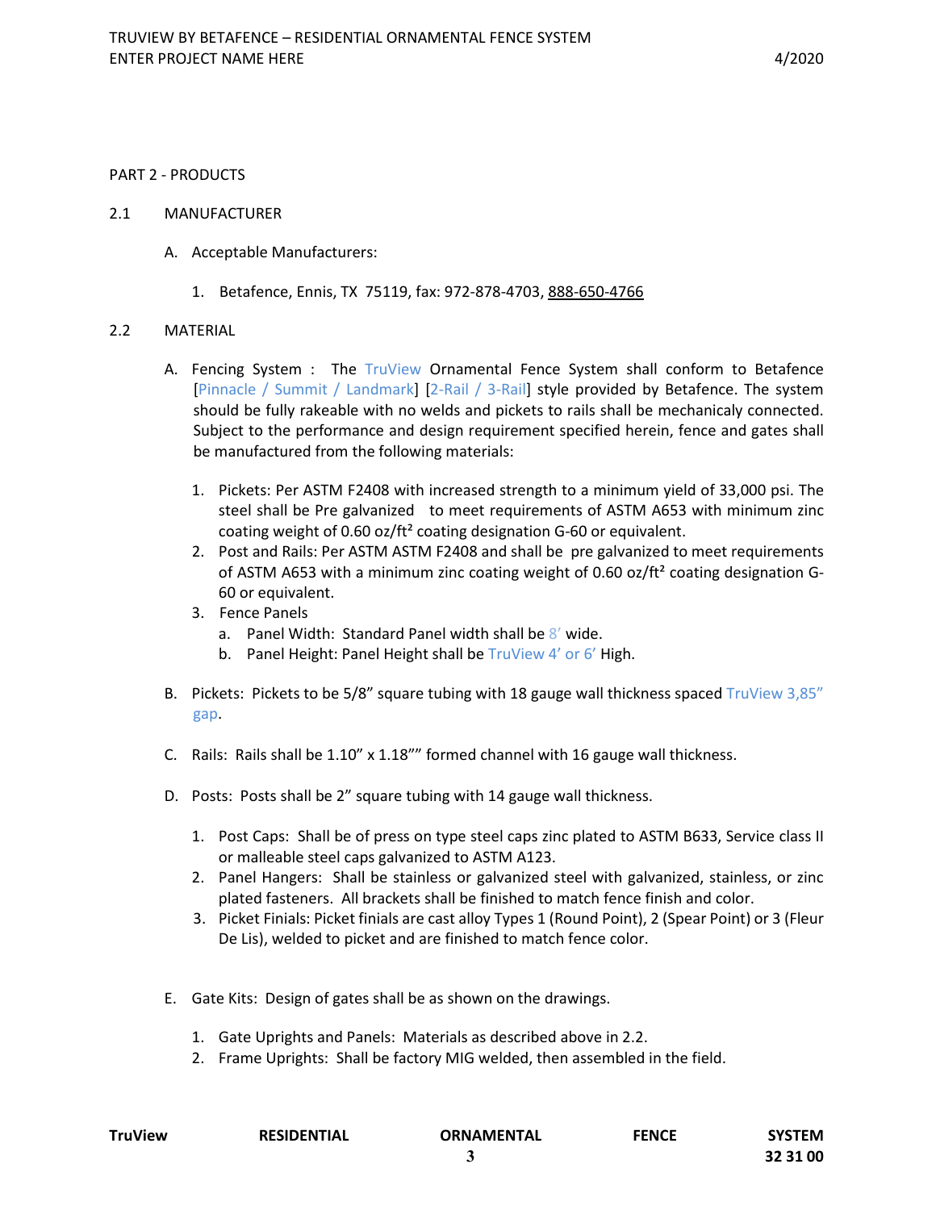PART 2 - PRODUCTS

2.1 MANUFACTURER

A. Acceptable Manufacturers:

1. Betafence, Ennis, TX 75119, fax: 972-878-4703, 888-650-4766

2.2 MATERIAL

A. Fencing System : The TruView Ornamental Fence System shall conform to Betafence [Pinnacle / Summit / Landmark] [2-Rail / 3-Rail] style provided by Betafence. The system should be fully rakeable with no welds and pickets to rails shall be mechanicaly connected. Subject to the performance and design requirement specified herein, fence and gates shall be manufactured from the following materials:

1. Pickets: Per ASTM F2408 with increased strength to a minimum yield of 33,000 psi. The steel shall be Pre galvanized to meet requirements of ASTM A653 with minimum zinc coating weight of 0.60 oz/ft² coating designation G-60 or equivalent.
2. Post and Rails: Per ASTM ASTM F2408 and shall be pre galvanized to meet requirements of ASTM A653 with a minimum zinc coating weight of 0.60 oz/ft² coating designation G-60 or equivalent.
3. Fence Panels
    a. Panel Width: Standard Panel width shall be 8' wide.
    b. Panel Height: Panel Height shall be TruView 4' or 6' High.

B. Pickets: Pickets to be 5/8" square tubing with 18 gauge wall thickness spaced TruView 3,85" gap.

C. Rails: Rails shall be 1.10" x 1.18"" formed channel with 16 gauge wall thickness.

D. Posts: Posts shall be 2" square tubing with 14 gauge wall thickness.

1. Post Caps: Shall be of press on type steel caps zinc plated to ASTM B633, Service class II or malleable steel caps galvanized to ASTM A123.
2. Panel Hangers: Shall be stainless or galvanized steel with galvanized, stainless, or zinc plated fasteners. All brackets shall be finished to match fence finish and color.
3. Picket Finials: Picket finials are cast alloy Types 1 (Round Point), 2 (Spear Point) or 3 (Fleur De Lis), welded to picket and are finished to match fence color.

E. Gate Kits: Design of gates shall be as shown on the drawings.

1. Gate Uprights and Panels: Materials as described above in 2.2.
2. Frame Uprights: Shall be factory MIG welded, then assembled in the field.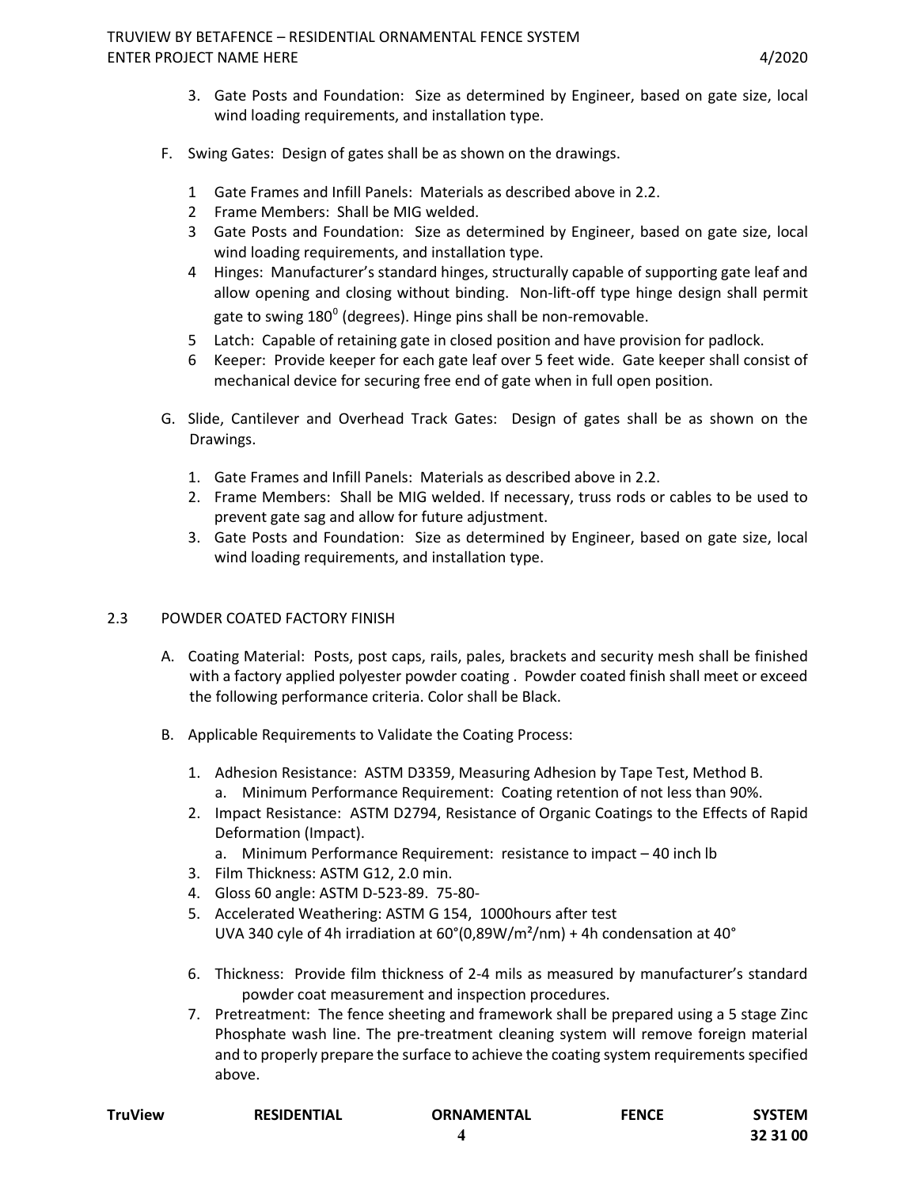3. Gate Posts and Foundation: Size as determined by Engineer, based on gate size, local wind loading requirements, and installation type.

F. Swing Gates: Design of gates shall be as shown on the drawings.

1 Gate Frames and Infill Panels: Materials as described above in 2.2.
2 Frame Members: Shall be MIG welded.
3 Gate Posts and Foundation: Size as determined by Engineer, based on gate size, local wind loading requirements, and installation type.
4 Hinges: Manufacturer's standard hinges, structurally capable of supporting gate leaf and allow opening and closing without binding. Non-lift-off type hinge design shall permit gate to swing $180^0$ (degrees). Hinge pins shall be non-removable.
5 Latch: Capable of retaining gate in closed position and have provision for padlock.
6 Keeper: Provide keeper for each gate leaf over 5 feet wide. Gate keeper shall consist of mechanical device for securing free end of gate when in full open position.

G. Slide, Cantilever and Overhead Track Gates: Design of gates shall be as shown on the Drawings.

1. Gate Frames and Infill Panels: Materials as described above in 2.2.
2. Frame Members: Shall be MIG welded. If necessary, truss rods or cables to be used to prevent gate sag and allow for future adjustment.
3. Gate Posts and Foundation: Size as determined by Engineer, based on gate size, local wind loading requirements, and installation type.

## 2.3 POWDER COATED FACTORY FINISH

A. Coating Material: Posts, post caps, rails, pales, brackets and security mesh shall be finished with a factory applied polyester powder coating . Powder coated finish shall meet or exceed the following performance criteria. Color shall be Black.

B. Applicable Requirements to Validate the Coating Process:

1. Adhesion Resistance: ASTM D3359, Measuring Adhesion by Tape Test, Method B.
   a. Minimum Performance Requirement: Coating retention of not less than 90%.
2. Impact Resistance: ASTM D2794, Resistance of Organic Coatings to the Effects of Rapid Deformation (Impact).
   a. Minimum Performance Requirement: resistance to impact – 40 inch lb
3. Film Thickness: ASTM G12, 2.0 min.
4. Gloss 60 angle: ASTM D-523-89. 75-80-
5. Accelerated Weathering: ASTM G 154, 1000hours after test
   UVA 340 cyle of 4h irradiation at 60°(0,89W/m²/nm) + 4h condensation at 40°
6. Thickness: Provide film thickness of 2-4 mils as measured by manufacturer's standard powder coat measurement and inspection procedures.
7. Pretreatment: The fence sheeting and framework shall be prepared using a 5 stage Zinc Phosphate wash line. The pre-treatment cleaning system will remove foreign material and to properly prepare the surface to achieve the coating system requirements specified above.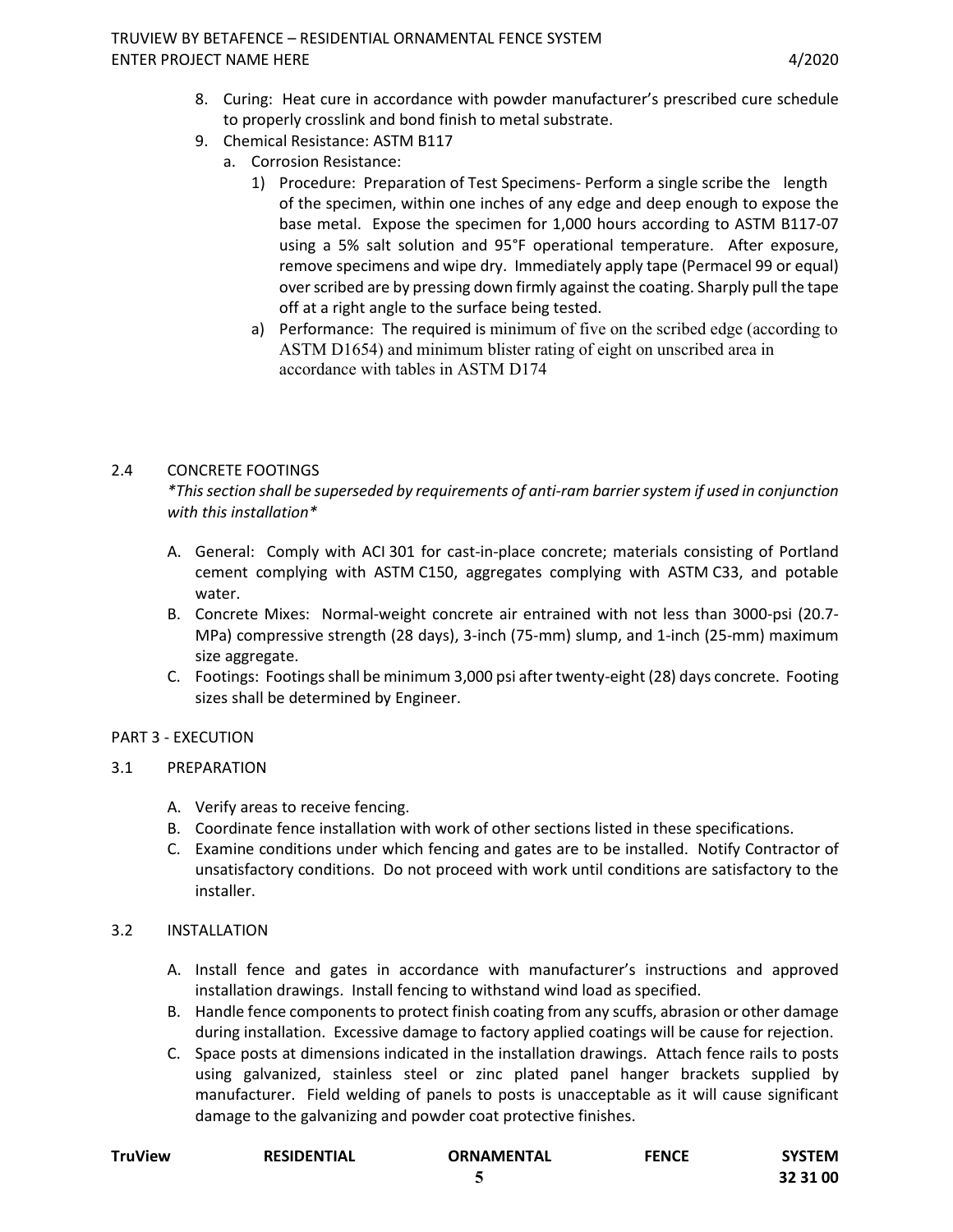8. Curing: Heat cure in accordance with powder manufacturer's prescribed cure schedule to properly crosslink and bond finish to metal substrate.
9. Chemical Resistance: ASTM B117
   a. Corrosion Resistance:
      1) Procedure: Preparation of Test Specimens- Perform a single scribe the length of the specimen, within one inches of any edge and deep enough to expose the base metal. Expose the specimen for 1,000 hours according to ASTM B117-07 using a 5% salt solution and 95°F operational temperature. After exposure, remove specimens and wipe dry. Immediately apply tape (Permacel 99 or equal) over scribed are by pressing down firmly against the coating. Sharply pull the tape off at a right angle to the surface being tested.
      a) Performance: The required is minimum of five on the scribed edge (according to ASTM D1654) and minimum blister rating of eight on unscribed area in accordance with tables in ASTM D174

## 2.4 CONCRETE FOOTINGS

*\*This section shall be superseded by requirements of anti-ram barrier system if used in conjunction with this installation\**

A. General: Comply with ACI 301 for cast-in-place concrete; materials consisting of Portland cement complying with ASTM C150, aggregates complying with ASTM C33, and potable water.
B. Concrete Mixes: Normal-weight concrete air entrained with not less than 3000-psi (20.7-MPa) compressive strength (28 days), 3-inch (75-mm) slump, and 1-inch (25-mm) maximum size aggregate.
C. Footings: Footings shall be minimum 3,000 psi after twenty-eight (28) days concrete. Footing sizes shall be determined by Engineer.

# PART 3 - EXECUTION

## 3.1 PREPARATION

A. Verify areas to receive fencing.
B. Coordinate fence installation with work of other sections listed in these specifications.
C. Examine conditions under which fencing and gates are to be installed. Notify Contractor of unsatisfactory conditions. Do not proceed with work until conditions are satisfactory to the installer.

## 3.2 INSTALLATION

A. Install fence and gates in accordance with manufacturer's instructions and approved installation drawings. Install fencing to withstand wind load as specified.
B. Handle fence components to protect finish coating from any scuffs, abrasion or other damage during installation. Excessive damage to factory applied coatings will be cause for rejection.
C. Space posts at dimensions indicated in the installation drawings. Attach fence rails to posts using galvanized, stainless steel or zinc plated panel hanger brackets supplied by manufacturer. Field welding of panels to posts is unacceptable as it will cause significant damage to the galvanizing and powder coat protective finishes.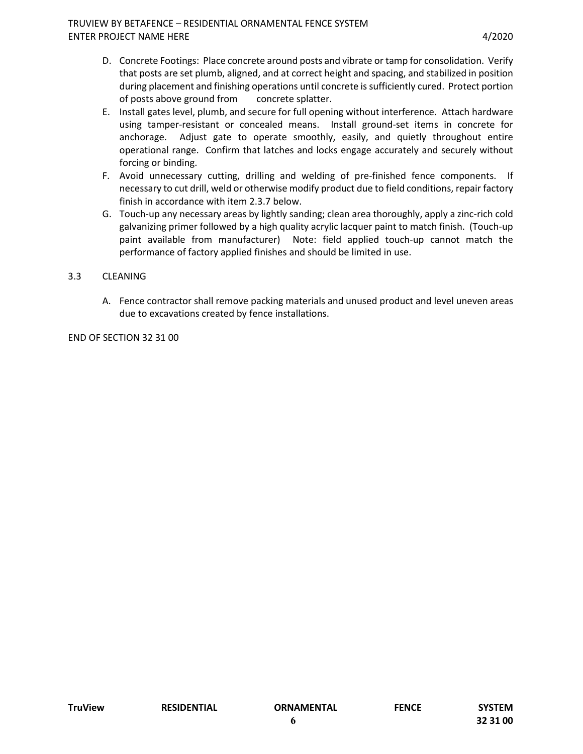D. Concrete Footings: Place concrete around posts and vibrate or tamp for consolidation. Verify that posts are set plumb, aligned, and at correct height and spacing, and stabilized in position during placement and finishing operations until concrete is sufficiently cured. Protect portion of posts above ground from concrete splatter.

E. Install gates level, plumb, and secure for full opening without interference. Attach hardware using tamper-resistant or concealed means. Install ground-set items in concrete for anchorage. Adjust gate to operate smoothly, easily, and quietly throughout entire operational range. Confirm that latches and locks engage accurately and securely without forcing or binding.

F. Avoid unnecessary cutting, drilling and welding of pre-finished fence components. If necessary to cut drill, weld or otherwise modify product due to field conditions, repair factory finish in accordance with item 2.3.7 below.

G. Touch-up any necessary areas by lightly sanding; clean area thoroughly, apply a zinc-rich cold galvanizing primer followed by a high quality acrylic lacquer paint to match finish. (Touch-up paint available from manufacturer) Note: field applied touch-up cannot match the performance of factory applied finishes and should be limited in use.

## 3.3 CLEANING

A. Fence contractor shall remove packing materials and unused product and level uneven areas due to excavations created by fence installations.

END OF SECTION 32 31 00